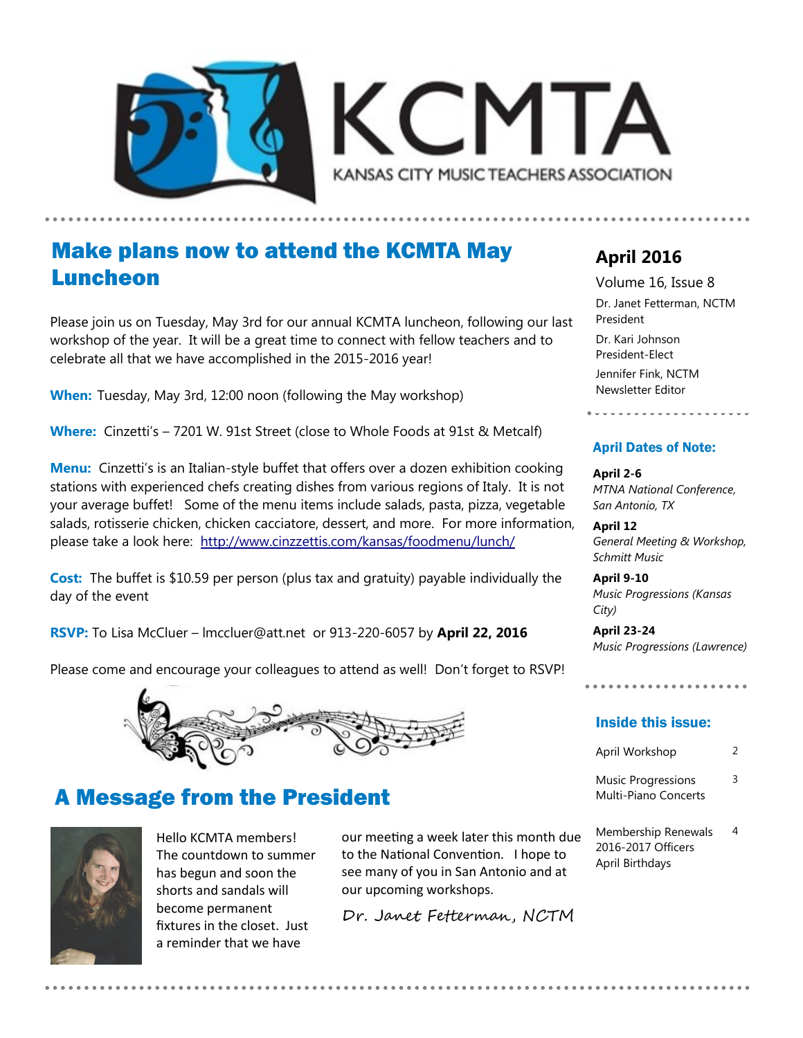# KCMTA

KANSAS CITY MUSIC TEACHERS ASSOCIATION

## Make plans now to attend the KCMTA May Luncheon

Please join us on Tuesday, May 3rd for our annual KCMTA luncheon, following our last workshop of the year. It will be a great time to connect with fellow teachers and to celebrate all that we have accomplished in the 2015-2016 year!

**When:** Tuesday, May 3rd, 12:00 noon (following the May workshop)

**Where:** Cinzetti's – 7201 W. 91st Street (close to Whole Foods at 91st & Metcalf)

**Menu:** Cinzetti's is an Italian-style buffet that offers over a dozen exhibition cooking stations with experienced chefs creating dishes from various regions of Italy. It is not your average buffet! Some of the menu items include salads, pasta, pizza, vegetable salads, rotisserie chicken, chicken cacciatore, dessert, and more. For more information, please take a look here: http://www.cinzzettis.com/kansas/foodmenu/lunch/

**Cost:** The buffet is $10.59 per person (plus tax and gratuity) payable individually the day of the event

**RSVP:** To Lisa McCluer – lmccluer@att.net or 913-220-6057 by **April 22, 2016**

Please come and encourage your colleagues to attend as well! Don't forget to RSVP!

## A Message from the President

Hello KCMTA members! The countdown to summer has begun and soon the shorts and sandals will become permanent fixtures in the closet. Just a reminder that we have our meeting a week later this month due to the National Convention. I hope to see many of you in San Antonio and at our upcoming workshops.

*Dr. Janet Fetterman, NCTM*

---

### April 2016

Volume 16, Issue 8

Dr. Janet Fetterman, NCTM
President

Dr. Kari Johnson
President-Elect

Jennifer Fink, NCTM
Newsletter Editor

### April Dates of Note:

**April 2-6**
*MTNA National Conference, San Antonio, TX*

**April 12**
*General Meeting & Workshop, Schmitt Music*

**April 9-10**
*Music Progressions (Kansas City)*

**April 23-24**
*Music Progressions (Lawrence)*

### Inside this issue:

| | |
|---|---|
| April Workshop | 2 |
| Music Progressions Multi-Piano Concerts | 3 |
| Membership Renewals<br>2016-2017 Officers<br>April Birthdays | 4 |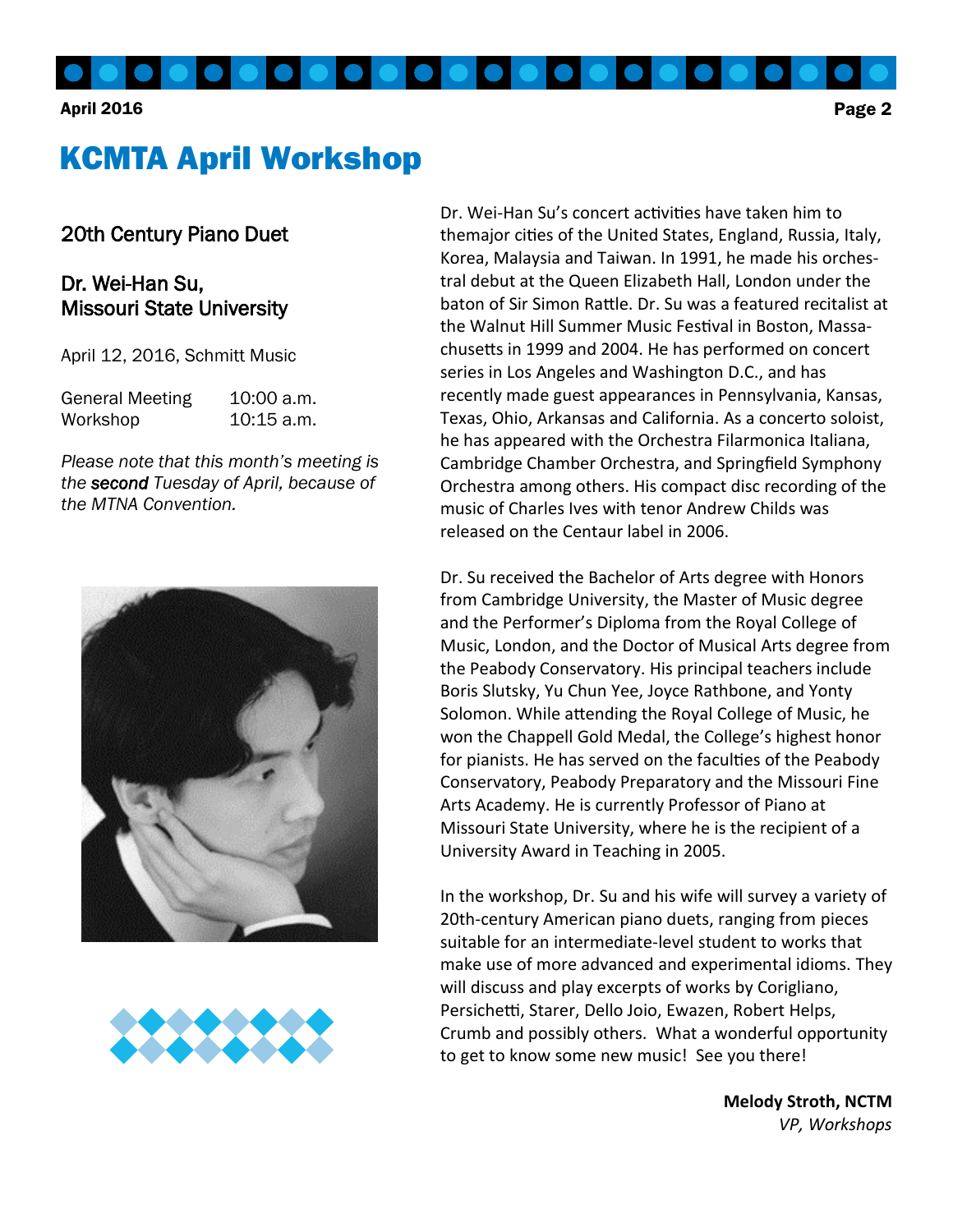# KCMTA April Workshop

### 20th Century Piano Duet

### Dr. Wei-Han Su, Missouri State University

April 12, 2016, Schmitt Music

| | |
|---|---|
| General Meeting | 10:00 a.m. |
| Workshop | 10:15 a.m. |

*Please note that this month's meeting is the* ***second*** *Tuesday of April, because of the MTNA Convention.*

Dr. Wei-Han Su's concert activities have taken him to themajor cities of the United States, England, Russia, Italy, Korea, Malaysia and Taiwan. In 1991, he made his orchestral debut at the Queen Elizabeth Hall, London under the baton of Sir Simon Rattle. Dr. Su was a featured recitalist at the Walnut Hill Summer Music Festival in Boston, Massachusetts in 1999 and 2004. He has performed on concert series in Los Angeles and Washington D.C., and has recently made guest appearances in Pennsylvania, Kansas, Texas, Ohio, Arkansas and California. As a concerto soloist, he has appeared with the Orchestra Filarmonica Italiana, Cambridge Chamber Orchestra, and Springfield Symphony Orchestra among others. His compact disc recording of the music of Charles Ives with tenor Andrew Childs was released on the Centaur label in 2006.

Dr. Su received the Bachelor of Arts degree with Honors from Cambridge University, the Master of Music degree and the Performer's Diploma from the Royal College of Music, London, and the Doctor of Musical Arts degree from the Peabody Conservatory. His principal teachers include Boris Slutsky, Yu Chun Yee, Joyce Rathbone, and Yonty Solomon. While attending the Royal College of Music, he won the Chappell Gold Medal, the College's highest honor for pianists. He has served on the faculties of the Peabody Conservatory, Peabody Preparatory and the Missouri Fine Arts Academy. He is currently Professor of Piano at Missouri State University, where he is the recipient of a University Award in Teaching in 2005.

In the workshop, Dr. Su and his wife will survey a variety of 20th-century American piano duets, ranging from pieces suitable for an intermediate-level student to works that make use of more advanced and experimental idioms. They will discuss and play excerpts of works by Corigliano, Persichetti, Starer, Dello Joio, Ewazen, Robert Helps, Crumb and possibly others. What a wonderful opportunity to get to know some new music! See you there!

**Melody Stroth, NCTM**
*VP, Workshops*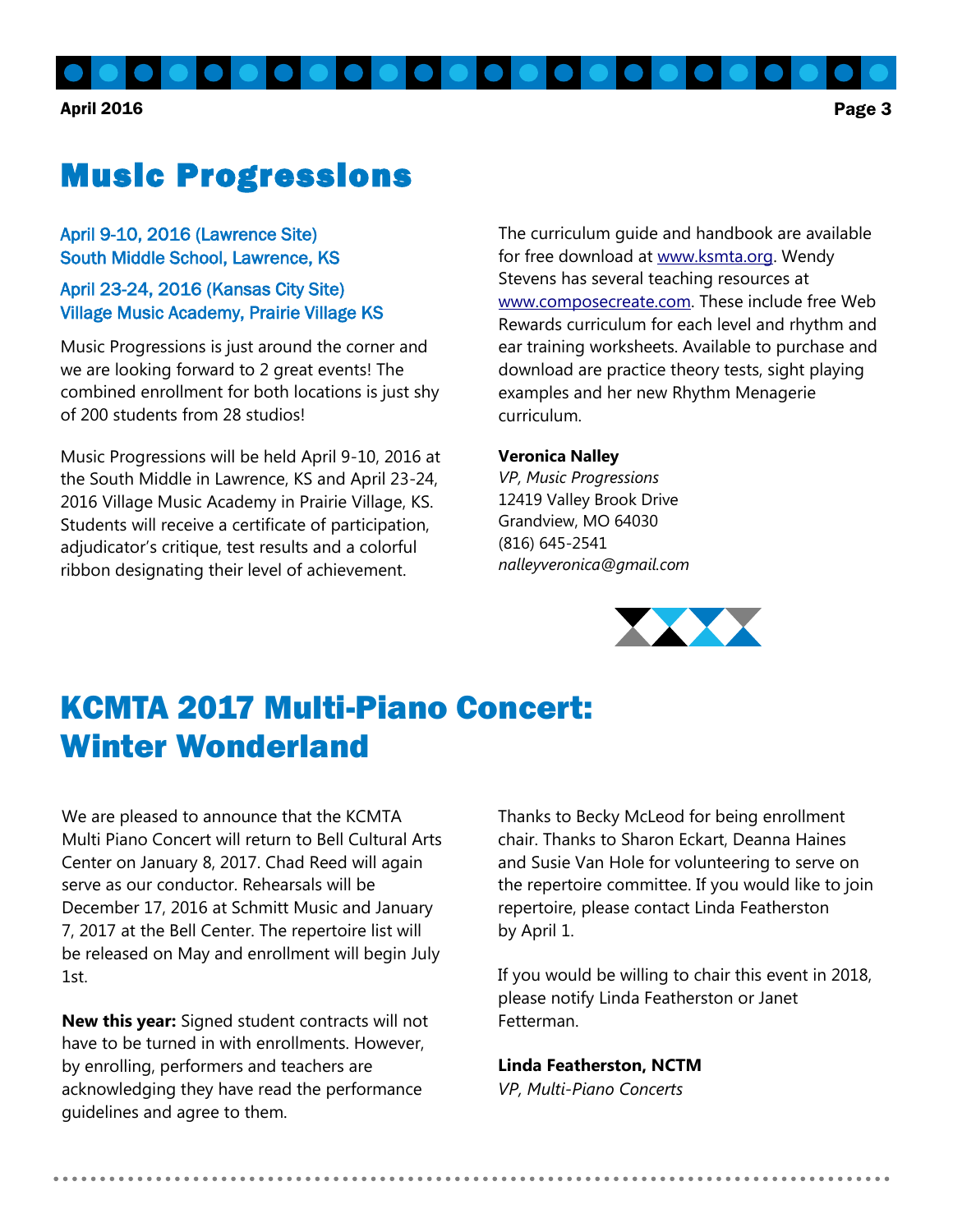# Music Progressions

April 9-10, 2016 (Lawrence Site)
South Middle School, Lawrence, KS

April 23-24, 2016 (Kansas City Site)
Village Music Academy, Prairie Village KS

Music Progressions is just around the corner and we are looking forward to 2 great events! The combined enrollment for both locations is just shy of 200 students from 28 studios!

Music Progressions will be held April 9-10, 2016 at the South Middle in Lawrence, KS and April 23-24, 2016 Village Music Academy in Prairie Village, KS. Students will receive a certificate of participation, adjudicator's critique, test results and a colorful ribbon designating their level of achievement.

The curriculum guide and handbook are available for free download at www.ksmta.org. Wendy Stevens has several teaching resources at www.composecreate.com. These include free Web Rewards curriculum for each level and rhythm and ear training worksheets. Available to purchase and download are practice theory tests, sight playing examples and her new Rhythm Menagerie curriculum.

**Veronica Nalley**
*VP, Music Progressions*
12419 Valley Brook Drive
Grandview, MO 64030
(816) 645-2541
*nalleyveronica@gmail.com*

# KCMTA 2017 Multi-Piano Concert: Winter Wonderland

We are pleased to announce that the KCMTA Multi Piano Concert will return to Bell Cultural Arts Center on January 8, 2017. Chad Reed will again serve as our conductor. Rehearsals will be December 17, 2016 at Schmitt Music and January 7, 2017 at the Bell Center. The repertoire list will be released on May and enrollment will begin July 1st.

**New this year:** Signed student contracts will not have to be turned in with enrollments. However, by enrolling, performers and teachers are acknowledging they have read the performance guidelines and agree to them.

Thanks to Becky McLeod for being enrollment chair. Thanks to Sharon Eckart, Deanna Haines and Susie Van Hole for volunteering to serve on the repertoire committee. If you would like to join repertoire, please contact Linda Featherston by April 1.

If you would be willing to chair this event in 2018, please notify Linda Featherston or Janet Fetterman.

**Linda Featherston, NCTM**
*VP, Multi-Piano Concerts*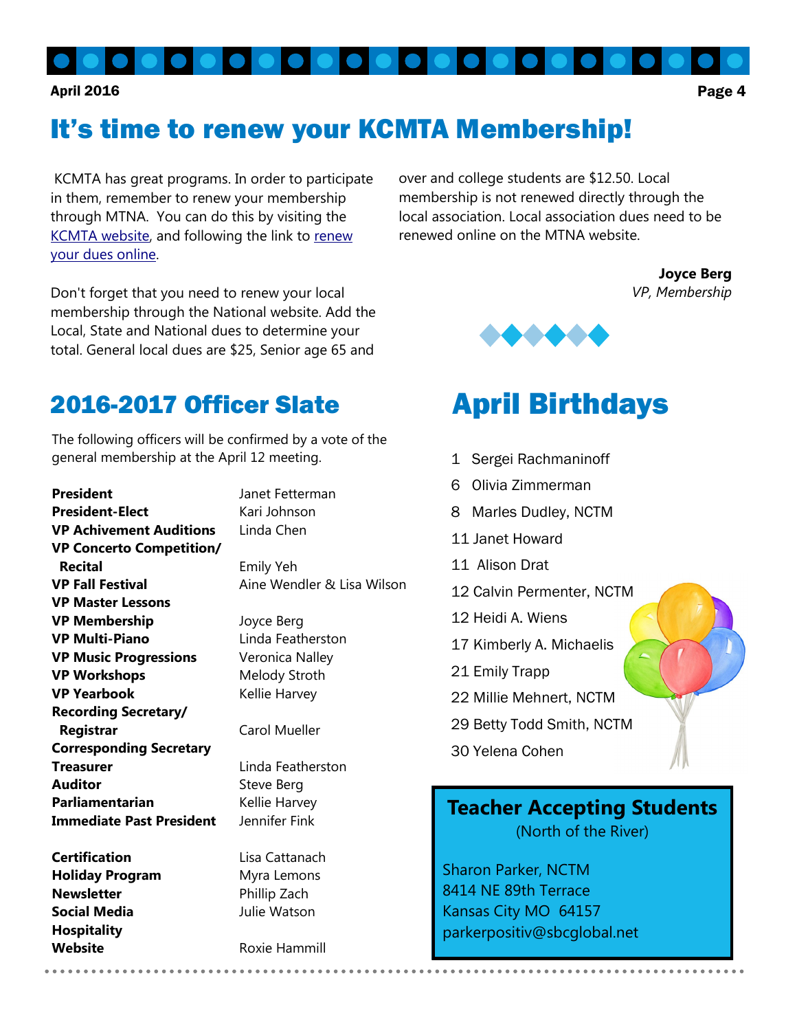# It's time to renew your KCMTA Membership!

KCMTA has great programs. In order to participate in them, remember to renew your membership through MTNA. You can do this by visiting the KCMTA website, and following the link to renew your dues online.

Don't forget that you need to renew your local membership through the National website. Add the Local, State and National dues to determine your total. General local dues are $25, Senior age 65 and over and college students are $12.50. Local membership is not renewed directly through the local association. Local association dues need to be renewed online on the MTNA website.

**Joyce Berg**
*VP, Membership*

## 2016-2017 Officer Slate

The following officers will be confirmed by a vote of the general membership at the April 12 meeting.

| | |
|---|---|
| **President** | Janet Fetterman |
| **President-Elect** | Kari Johnson |
| **VP Achivement Auditions** | Linda Chen |
| **VP Concerto Competition/ Recital** | Emily Yeh |
| **VP Fall Festival** | Aine Wendler & Lisa Wilson |
| **VP Master Lessons** | |
| **VP Membership** | Joyce Berg |
| **VP Multi-Piano** | Linda Featherston |
| **VP Music Progressions** | Veronica Nalley |
| **VP Workshops** | Melody Stroth |
| **VP Yearbook** | Kellie Harvey |
| **Recording Secretary/ Registrar** | Carol Mueller |
| **Corresponding Secretary** | |
| **Treasurer** | Linda Featherston |
| **Auditor** | Steve Berg |
| **Parliamentarian** | Kellie Harvey |
| **Immediate Past President** | Jennifer Fink |
| **Certification** | Lisa Cattanach |
| **Holiday Program** | Myra Lemons |
| **Newsletter** | Phillip Zach |
| **Social Media** | Julie Watson |
| **Hospitality** | |
| **Website** | Roxie Hammill |

## April Birthdays

1 Sergei Rachmaninoff
6 Olivia Zimmerman
8 Marles Dudley, NCTM
11 Janet Howard
11 Alison Drat
12 Calvin Permenter, NCTM
12 Heidi A. Wiens
17 Kimberly A. Michaelis
21 Emily Trapp
22 Millie Mehnert, NCTM
29 Betty Todd Smith, NCTM
30 Yelena Cohen

### Teacher Accepting Students
(North of the River)

Sharon Parker, NCTM
8414 NE 89th Terrace
Kansas City MO 64157
parkerpositiv@sbcglobal.net